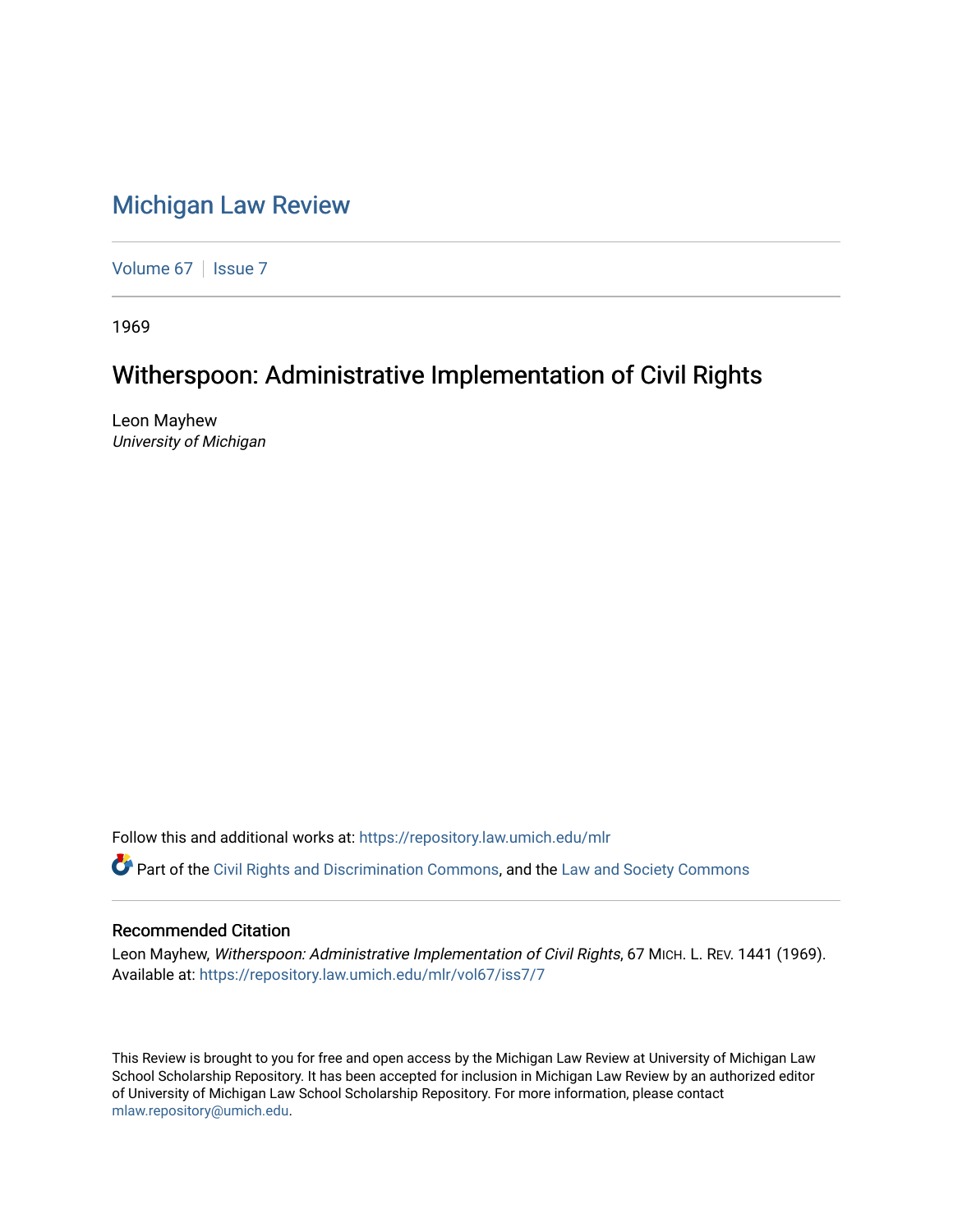# Michigan Law Review

Volume 67 | Issue 7

1969

## Witherspoon: Administrative Implementation of Civil Rights

Leon Mayhew
*University of Michigan*

Follow this and additional works at: https://repository.law.umich.edu/mlr

Part of the Civil Rights and Discrimination Commons, and the Law and Society Commons

### Recommended Citation

Leon Mayhew, *Witherspoon: Administrative Implementation of Civil Rights*, 67 MICH. L. REV. 1441 (1969).
Available at: https://repository.law.umich.edu/mlr/vol67/iss7/7

This Review is brought to you for free and open access by the Michigan Law Review at University of Michigan Law School Scholarship Repository. It has been accepted for inclusion in Michigan Law Review by an authorized editor of University of Michigan Law School Scholarship Repository. For more information, please contact mlaw.repository@umich.edu.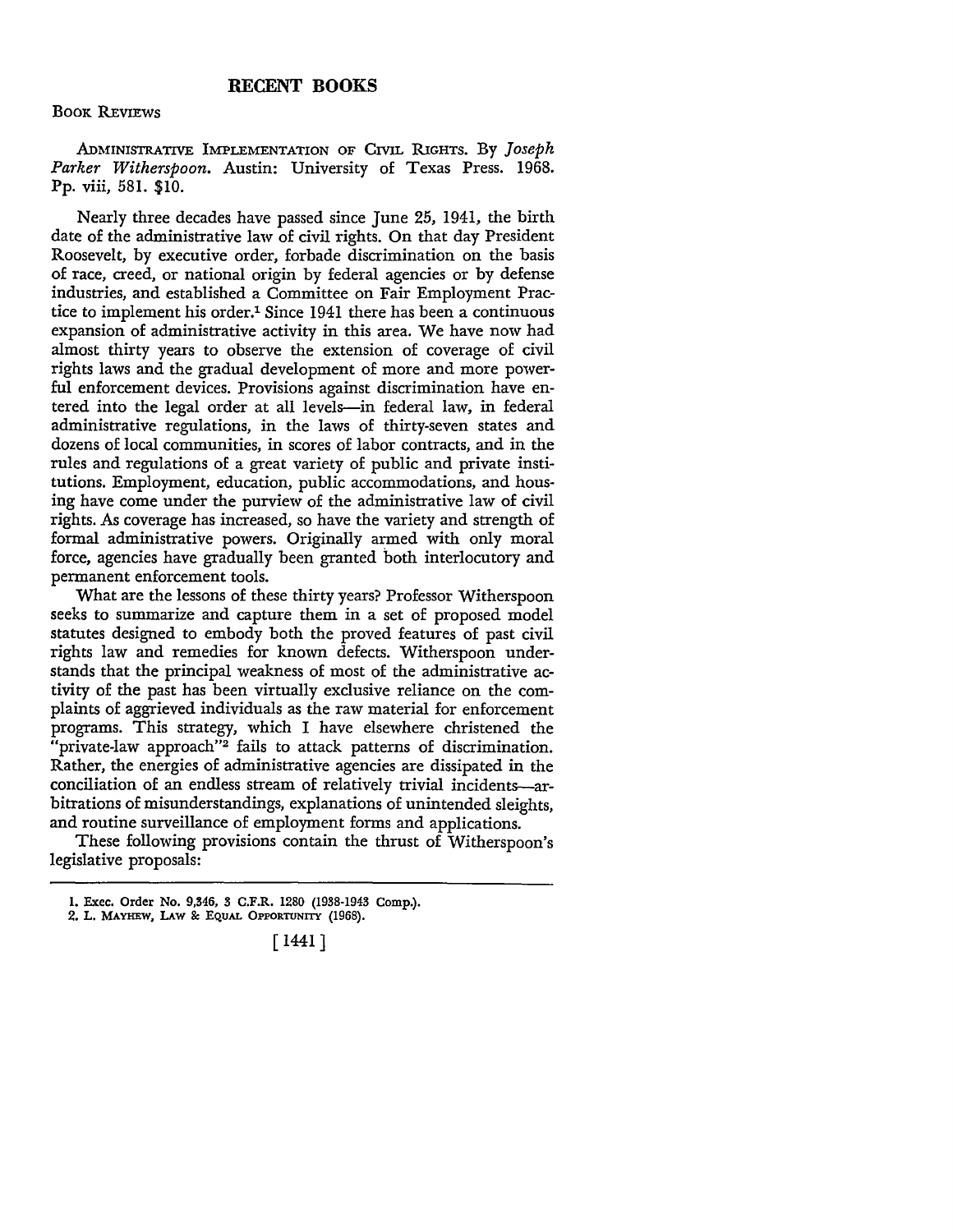# RECENT BOOKS

BOOK REVIEWS

ADMINISTRATIVE IMPLEMENTATION OF CIVIL RIGHTS. By *Joseph Parker Witherspoon.* Austin: University of Texas Press. 1968. Pp. viii, 581. $10.

Nearly three decades have passed since June 25, 1941, the birth date of the administrative law of civil rights. On that day President Roosevelt, by executive order, forbade discrimination on the basis of race, creed, or national origin by federal agencies or by defense industries, and established a Committee on Fair Employment Practice to implement his order.[1] Since 1941 there has been a continuous expansion of administrative activity in this area. We have now had almost thirty years to observe the extension of coverage of civil rights laws and the gradual development of more and more powerful enforcement devices. Provisions against discrimination have entered into the legal order at all levels—in federal law, in federal administrative regulations, in the laws of thirty-seven states and dozens of local communities, in scores of labor contracts, and in the rules and regulations of a great variety of public and private institutions. Employment, education, public accommodations, and housing have come under the purview of the administrative law of civil rights. As coverage has increased, so have the variety and strength of formal administrative powers. Originally armed with only moral force, agencies have gradually been granted both interlocutory and permanent enforcement tools.

What are the lessons of these thirty years? Professor Witherspoon seeks to summarize and capture them in a set of proposed model statutes designed to embody both the proved features of past civil rights law and remedies for known defects. Witherspoon understands that the principal weakness of most of the administrative activity of the past has been virtually exclusive reliance on the complaints of aggrieved individuals as the raw material for enforcement programs. This strategy, which I have elsewhere christened the "private-law approach"[2] fails to attack patterns of discrimination. Rather, the energies of administrative agencies are dissipated in the conciliation of an endless stream of relatively trivial incidents—arbitrations of misunderstandings, explanations of unintended sleights, and routine surveillance of employment forms and applications.

These following provisions contain the thrust of Witherspoon's legislative proposals:

---

1. Exec. Order No. 9,346, 3 C.F.R. 1280 (1938-1943 Comp.).

2. L. MAYHEW, LAW & EQUAL OPPORTUNITY (1968).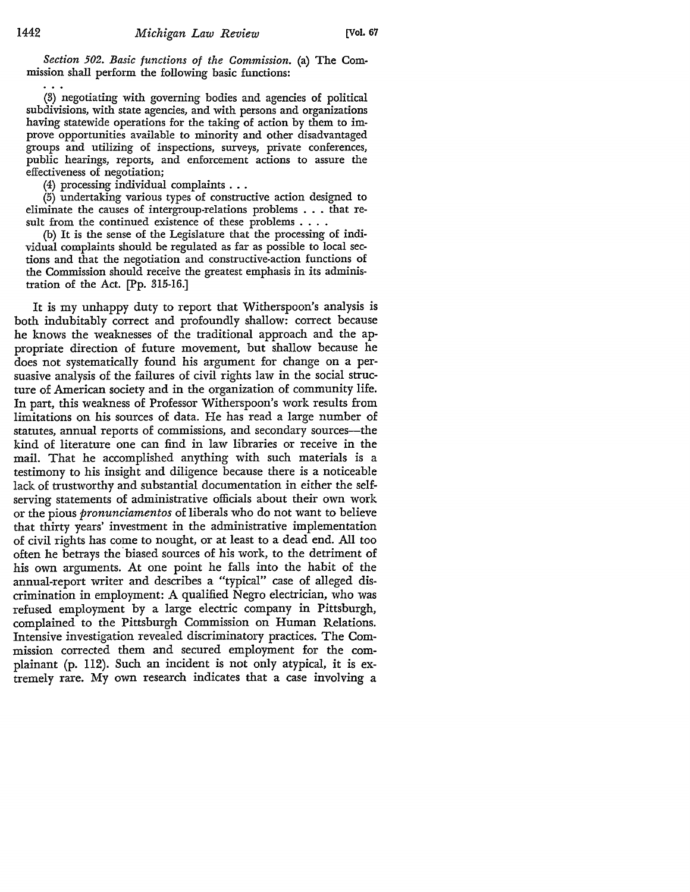*Section 502. Basic functions of the Commission.* (a) The Commission shall perform the following basic functions:

. . .

(3) negotiating with governing bodies and agencies of political subdivisions, with state agencies, and with persons and organizations having statewide operations for the taking of action by them to improve opportunities available to minority and other disadvantaged groups and utilizing of inspections, surveys, private conferences, public hearings, reports, and enforcement actions to assure the effectiveness of negotiation;

(4) processing individual complaints . . .

(5) undertaking various types of constructive action designed to eliminate the causes of intergroup-relations problems . . . that result from the continued existence of these problems . . . .

(b) It is the sense of the Legislature that the processing of individual complaints should be regulated as far as possible to local sections and that the negotiation and constructive-action functions of the Commission should receive the greatest emphasis in its administration of the Act. [Pp. 315-16.]

It is my unhappy duty to report that Witherspoon's analysis is both indubitably correct and profoundly shallow: correct because he knows the weaknesses of the traditional approach and the appropriate direction of future movement, but shallow because he does not systematically found his argument for change on a persuasive analysis of the failures of civil rights law in the social structure of American society and in the organization of community life. In part, this weakness of Professor Witherspoon's work results from limitations on his sources of data. He has read a large number of statutes, annual reports of commissions, and secondary sources—the kind of literature one can find in law libraries or receive in the mail. That he accomplished anything with such materials is a testimony to his insight and diligence because there is a noticeable lack of trustworthy and substantial documentation in either the self-serving statements of administrative officials about their own work or the pious *pronunciamentos* of liberals who do not want to believe that thirty years' investment in the administrative implementation of civil rights has come to nought, or at least to a dead end. All too often he betrays the biased sources of his work, to the detriment of his own arguments. At one point he falls into the habit of the annual-report writer and describes a "typical" case of alleged discrimination in employment: A qualified Negro electrician, who was refused employment by a large electric company in Pittsburgh, complained to the Pittsburgh Commission on Human Relations. Intensive investigation revealed discriminatory practices. The Commission corrected them and secured employment for the complainant (p. 112). Such an incident is not only atypical, it is extremely rare. My own research indicates that a case involving a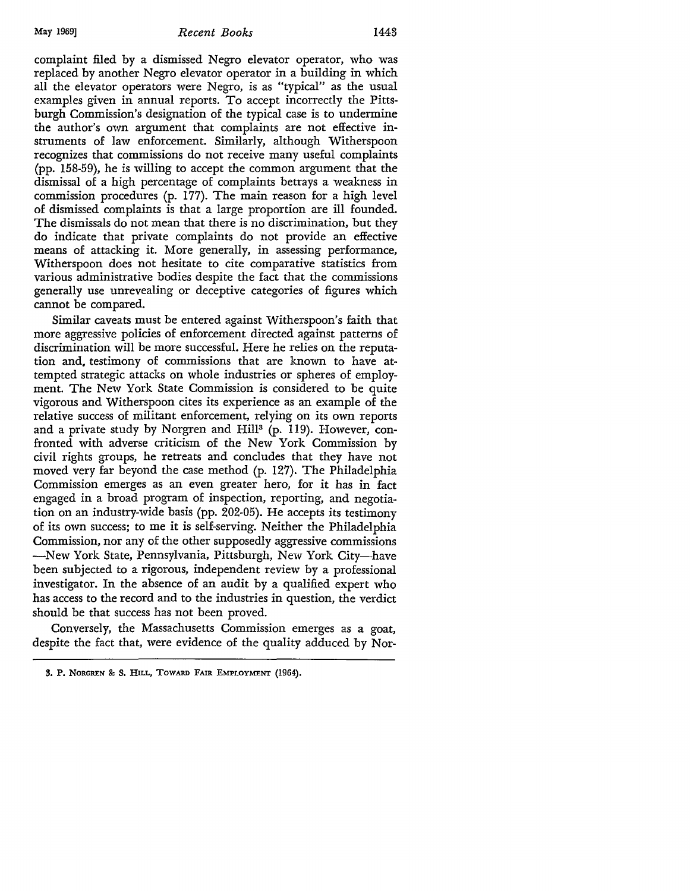complaint filed by a dismissed Negro elevator operator, who was replaced by another Negro elevator operator in a building in which all the elevator operators were Negro, is as "typical" as the usual examples given in annual reports. To accept incorrectly the Pittsburgh Commission's designation of the typical case is to undermine the author's own argument that complaints are not effective instruments of law enforcement. Similarly, although Witherspoon recognizes that commissions do not receive many useful complaints (pp. 158-59), he is willing to accept the common argument that the dismissal of a high percentage of complaints betrays a weakness in commission procedures (p. 177). The main reason for a high level of dismissed complaints is that a large proportion are ill founded. The dismissals do not mean that there is no discrimination, but they do indicate that private complaints do not provide an effective means of attacking it. More generally, in assessing performance, Witherspoon does not hesitate to cite comparative statistics from various administrative bodies despite the fact that the commissions generally use unrevealing or deceptive categories of figures which cannot be compared.

Similar caveats must be entered against Witherspoon's faith that more aggressive policies of enforcement directed against patterns of discrimination will be more successful. Here he relies on the reputation and, testimony of commissions that are known to have attempted strategic attacks on whole industries or spheres of employment. The New York State Commission is considered to be quite vigorous and Witherspoon cites its experience as an example of the relative success of militant enforcement, relying on its own reports and a private study by Norgren and Hill[3] (p. 119). However, confronted with adverse criticism of the New York Commission by civil rights groups, he retreats and concludes that they have not moved very far beyond the case method (p. 127). The Philadelphia Commission emerges as an even greater hero, for it has in fact engaged in a broad program of inspection, reporting, and negotiation on an industry-wide basis (pp. 202-05). He accepts its testimony of its own success; to me it is self-serving. Neither the Philadelphia Commission, nor any of the other supposedly aggressive commissions —New York State, Pennsylvania, Pittsburgh, New York City—have been subjected to a rigorous, independent review by a professional investigator. In the absence of an audit by a qualified expert who has access to the record and to the industries in question, the verdict should be that success has not been proved.

Conversely, the Massachusetts Commission emerges as a goat, despite the fact that, were evidence of the quality adduced by Nor-

---

3. P. Norgren & S. Hill, Toward Fair Employment (1964).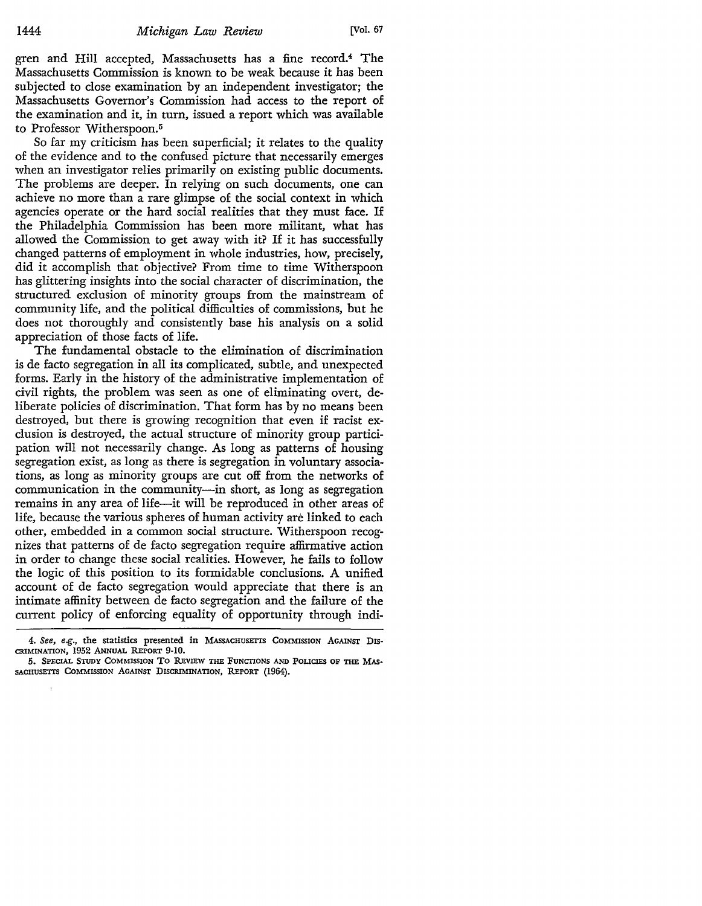gren and Hill accepted, Massachusetts has a fine record.[4] The Massachusetts Commission is known to be weak because it has been subjected to close examination by an independent investigator; the Massachusetts Governor's Commission had access to the report of the examination and it, in turn, issued a report which was available to Professor Witherspoon.[5]

So far my criticism has been superficial; it relates to the quality of the evidence and to the confused picture that necessarily emerges when an investigator relies primarily on existing public documents. The problems are deeper. In relying on such documents, one can achieve no more than a rare glimpse of the social context in which agencies operate or the hard social realities that they must face. If the Philadelphia Commission has been more militant, what has allowed the Commission to get away with it? If it has successfully changed patterns of employment in whole industries, how, precisely, did it accomplish that objective? From time to time Witherspoon has glittering insights into the social character of discrimination, the structured exclusion of minority groups from the mainstream of community life, and the political difficulties of commissions, but he does not thoroughly and consistently base his analysis on a solid appreciation of those facts of life.

The fundamental obstacle to the elimination of discrimination is de facto segregation in all its complicated, subtle, and unexpected forms. Early in the history of the administrative implementation of civil rights, the problem was seen as one of eliminating overt, deliberate policies of discrimination. That form has by no means been destroyed, but there is growing recognition that even if racist exclusion is destroyed, the actual structure of minority group participation will not necessarily change. As long as patterns of housing segregation exist, as long as there is segregation in voluntary associations, as long as minority groups are cut off from the networks of communication in the community—in short, as long as segregation remains in any area of life—it will be reproduced in other areas of life, because the various spheres of human activity are linked to each other, embedded in a common social structure. Witherspoon recognizes that patterns of de facto segregation require affirmative action in order to change these social realities. However, he fails to follow the logic of this position to its formidable conclusions. A unified account of de facto segregation would appreciate that there is an intimate affinity between de facto segregation and the failure of the current policy of enforcing equality of opportunity through indi-

---

4. *See, e.g.*, the statistics presented in MASSACHUSETTS COMMISSION AGAINST DISCRIMINATION, 1952 ANNUAL REPORT 9-10.

5. SPECIAL STUDY COMMISSION TO REVIEW THE FUNCTIONS AND POLICIES OF THE MASSACHUSETTS COMMISSION AGAINST DISCRIMINATION, REPORT (1964).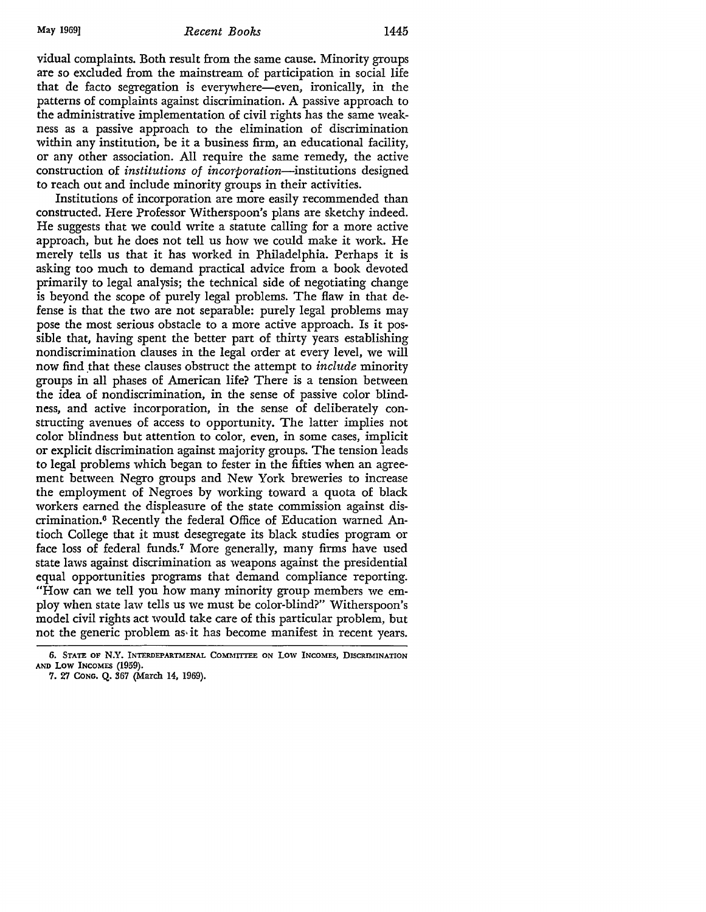vidual complaints. Both result from the same cause. Minority groups are so excluded from the mainstream of participation in social life that de facto segregation is everywhere—even, ironically, in the patterns of complaints against discrimination. A passive approach to the administrative implementation of civil rights has the same weakness as a passive approach to the elimination of discrimination within any institution, be it a business firm, an educational facility, or any other association. All require the same remedy, the active construction of *institutions of incorporation*—institutions designed to reach out and include minority groups in their activities.

Institutions of incorporation are more easily recommended than constructed. Here Professor Witherspoon's plans are sketchy indeed. He suggests that we could write a statute calling for a more active approach, but he does not tell us how we could make it work. He merely tells us that it has worked in Philadelphia. Perhaps it is asking too much to demand practical advice from a book devoted primarily to legal analysis; the technical side of negotiating change is beyond the scope of purely legal problems. The flaw in that defense is that the two are not separable: purely legal problems may pose the most serious obstacle to a more active approach. Is it possible that, having spent the better part of thirty years establishing nondiscrimination clauses in the legal order at every level, we will now find that these clauses obstruct the attempt to *include* minority groups in all phases of American life? There is a tension between the idea of nondiscrimination, in the sense of passive color blindness, and active incorporation, in the sense of deliberately constructing avenues of access to opportunity. The latter implies not color blindness but attention to color, even, in some cases, implicit or explicit discrimination against majority groups. The tension leads to legal problems which began to fester in the fifties when an agreement between Negro groups and New York breweries to increase the employment of Negroes by working toward a quota of black workers earned the displeasure of the state commission against discrimination.[6] Recently the federal Office of Education warned Antioch College that it must desegregate its black studies program or face loss of federal funds.[7] More generally, many firms have used state laws against discrimination as weapons against the presidential equal opportunities programs that demand compliance reporting. "How can we tell you how many minority group members we employ when state law tells us we must be color-blind?" Witherspoon's model civil rights act would take care of this particular problem, but not the generic problem as it has become manifest in recent years.

6. State of N.Y. Interdepartmenal Committee on Low Incomes, Discrimination and Low Incomes (1959).

7. 27 Cong. Q. 367 (March 14, 1969).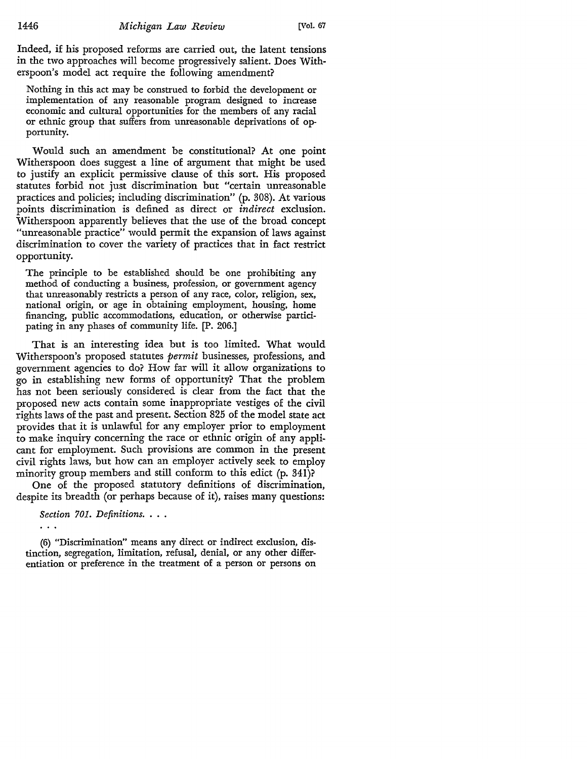Indeed, if his proposed reforms are carried out, the latent tensions in the two approaches will become progressively salient. Does Witherspoon's model act require the following amendment?

> Nothing in this act may be construed to forbid the development or implementation of any reasonable program designed to increase economic and cultural opportunities for the members of any racial or ethnic group that suffers from unreasonable deprivations of opportunity.

Would such an amendment be constitutional? At one point Witherspoon does suggest a line of argument that might be used to justify an explicit permissive clause of this sort. His proposed statutes forbid not just discrimination but "certain unreasonable practices and policies; including discrimination" (p. 308). At various points discrimination is defined as direct or *indirect* exclusion. Witherspoon apparently believes that the use of the broad concept "unreasonable practice" would permit the expansion of laws against discrimination to cover the variety of practices that in fact restrict opportunity.

> The principle to be established should be one prohibiting any method of conducting a business, profession, or government agency that unreasonably restricts a person of any race, color, religion, sex, national origin, or age in obtaining employment, housing, home financing, public accommodations, education, or otherwise participating in any phases of community life. [P. 206.]

That is an interesting idea but is too limited. What would Witherspoon's proposed statutes *permit* businesses, professions, and government agencies to do? How far will it allow organizations to go in establishing new forms of opportunity? That the problem has not been seriously considered is clear from the fact that the proposed new acts contain some inappropriate vestiges of the civil rights laws of the past and present. Section 825 of the model state act provides that it is unlawful for any employer prior to employment to make inquiry concerning the race or ethnic origin of any applicant for employment. Such provisions are common in the present civil rights laws, but how can an employer actively seek to employ minority group members and still conform to this edict (p. 341)?

One of the proposed statutory definitions of discrimination, despite its breadth (or perhaps because of it), raises many questions:

> *Section 701. Definitions. . . .*
>
> . . .
>
> (6) "Discrimination" means any direct or indirect exclusion, distinction, segregation, limitation, refusal, denial, or any other differentiation or preference in the treatment of a person or persons on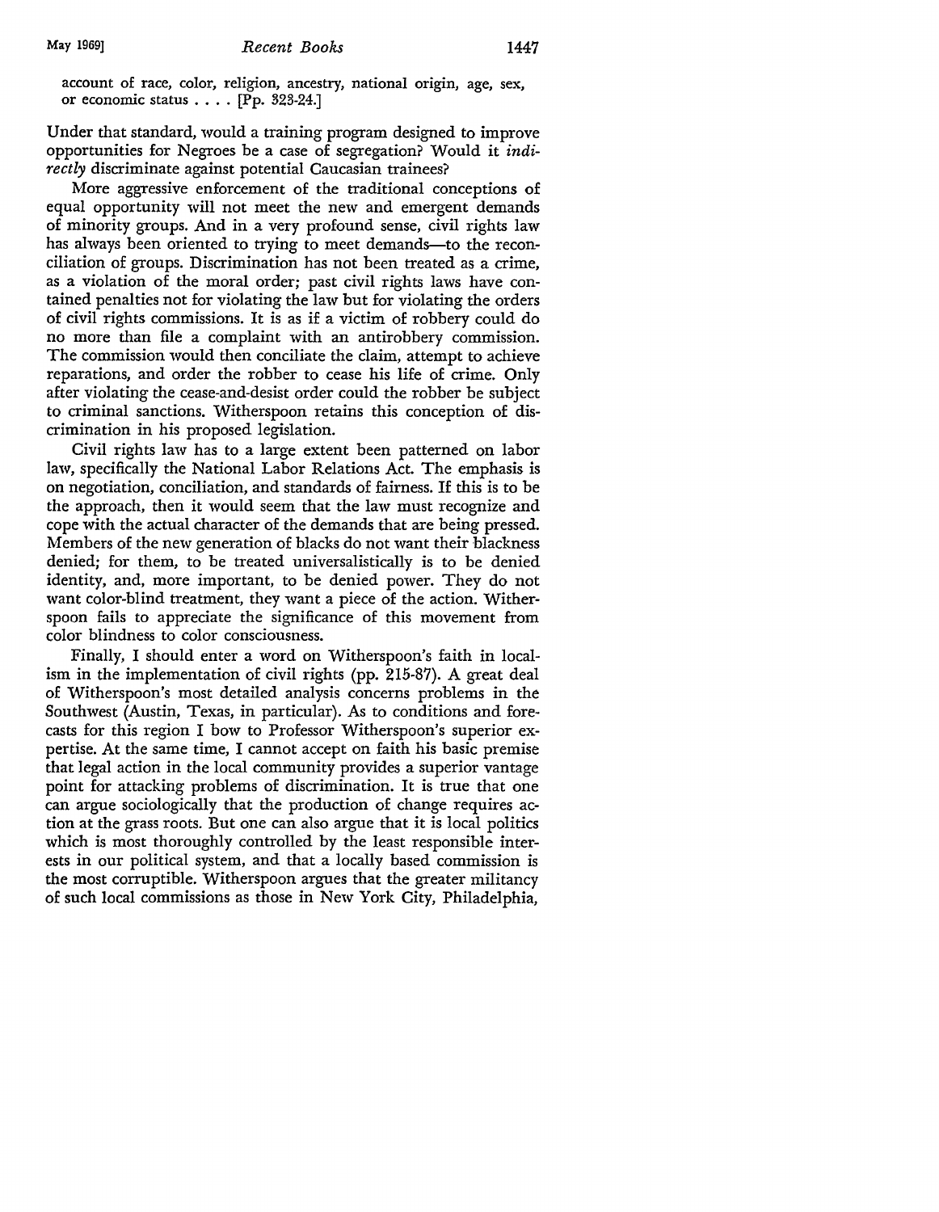account of race, color, religion, ancestry, national origin, age, sex, or economic status . . . . [Pp. 323-24.]

Under that standard, would a training program designed to improve opportunities for Negroes be a case of segregation? Would it *indirectly* discriminate against potential Caucasian trainees?

More aggressive enforcement of the traditional conceptions of equal opportunity will not meet the new and emergent demands of minority groups. And in a very profound sense, civil rights law has always been oriented to trying to meet demands—to the reconciliation of groups. Discrimination has not been treated as a crime, as a violation of the moral order; past civil rights laws have contained penalties not for violating the law but for violating the orders of civil rights commissions. It is as if a victim of robbery could do no more than file a complaint with an antirobbery commission. The commission would then conciliate the claim, attempt to achieve reparations, and order the robber to cease his life of crime. Only after violating the cease-and-desist order could the robber be subject to criminal sanctions. Witherspoon retains this conception of discrimination in his proposed legislation.

Civil rights law has to a large extent been patterned on labor law, specifically the National Labor Relations Act. The emphasis is on negotiation, conciliation, and standards of fairness. If this is to be the approach, then it would seem that the law must recognize and cope with the actual character of the demands that are being pressed. Members of the new generation of blacks do not want their blackness denied; for them, to be treated universalistically is to be denied identity, and, more important, to be denied power. They do not want color-blind treatment, they want a piece of the action. Witherspoon fails to appreciate the significance of this movement from color blindness to color consciousness.

Finally, I should enter a word on Witherspoon's faith in localism in the implementation of civil rights (pp. 215-87). A great deal of Witherspoon's most detailed analysis concerns problems in the Southwest (Austin, Texas, in particular). As to conditions and forecasts for this region I bow to Professor Witherspoon's superior expertise. At the same time, I cannot accept on faith his basic premise that legal action in the local community provides a superior vantage point for attacking problems of discrimination. It is true that one can argue sociologically that the production of change requires action at the grass roots. But one can also argue that it is local politics which is most thoroughly controlled by the least responsible interests in our political system, and that a locally based commission is the most corruptible. Witherspoon argues that the greater militancy of such local commissions as those in New York City, Philadelphia,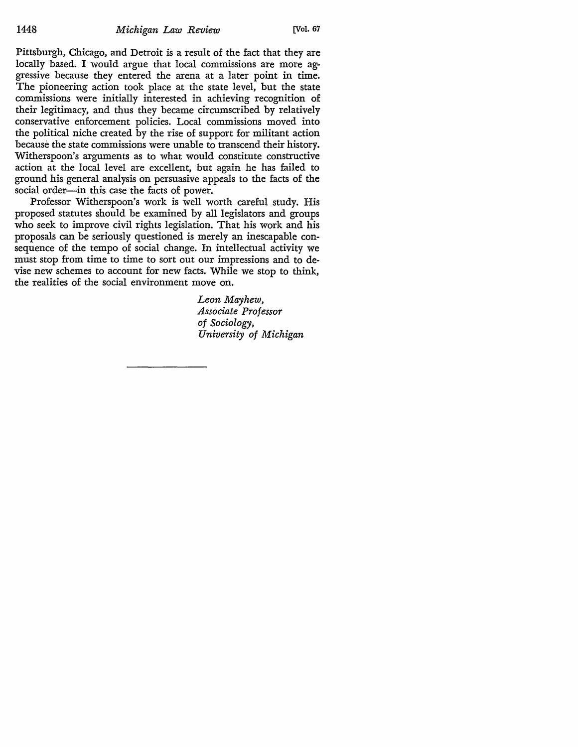Pittsburgh, Chicago, and Detroit is a result of the fact that they are locally based. I would argue that local commissions are more aggressive because they entered the arena at a later point in time. The pioneering action took place at the state level, but the state commissions were initially interested in achieving recognition of their legitimacy, and thus they became circumscribed by relatively conservative enforcement policies. Local commissions moved into the political niche created by the rise of support for militant action because the state commissions were unable to transcend their history. Witherspoon's arguments as to what would constitute constructive action at the local level are excellent, but again he has failed to ground his general analysis on persuasive appeals to the facts of the social order—in this case the facts of power.

Professor Witherspoon's work is well worth careful study. His proposed statutes should be examined by all legislators and groups who seek to improve civil rights legislation. That his work and his proposals can be seriously questioned is merely an inescapable consequence of the tempo of social change. In intellectual activity we must stop from time to time to sort out our impressions and to devise new schemes to account for new facts. While we stop to think, the realities of the social environment move on.

*Leon Mayhew,*
*Associate Professor*
*of Sociology,*
*University of Michigan*